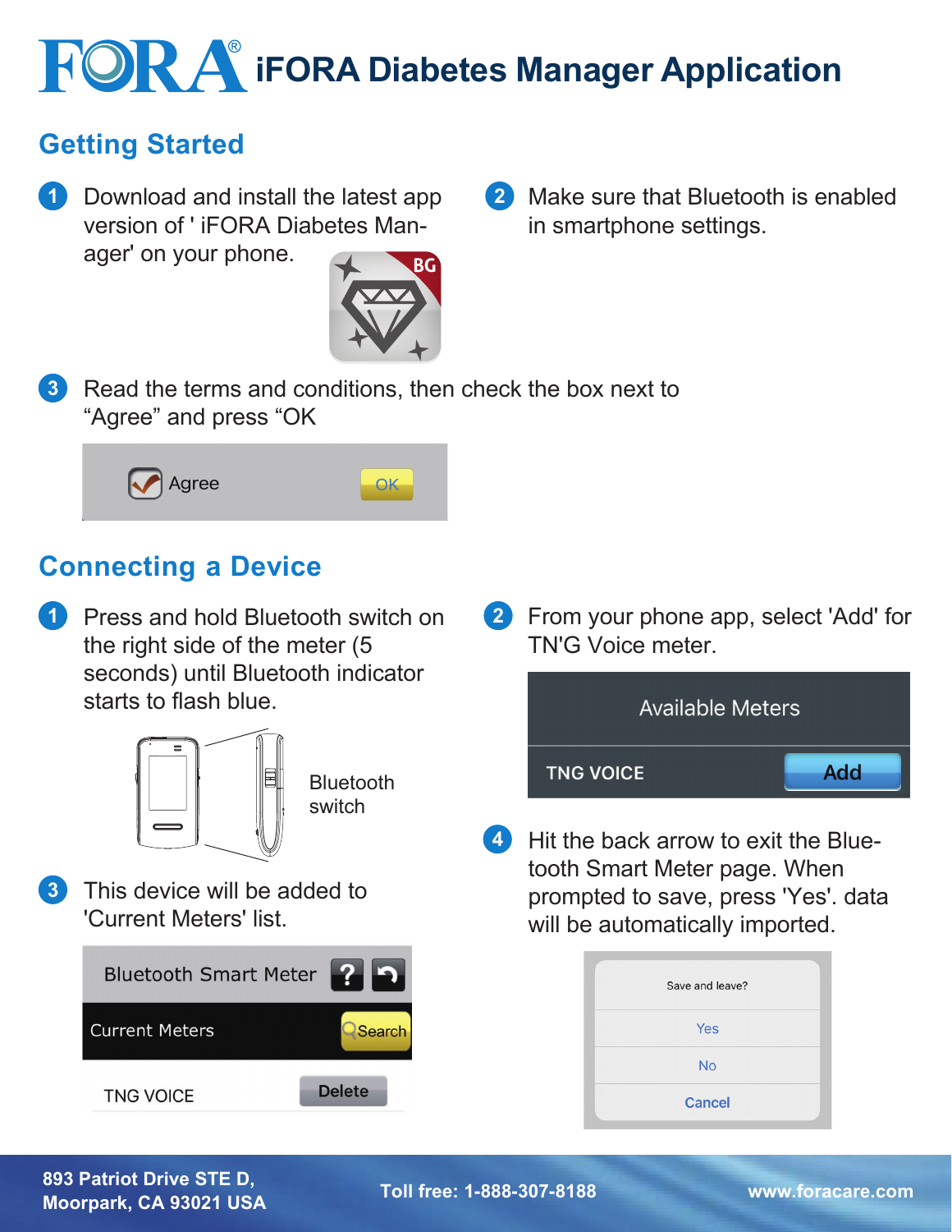# FORA® iFORA Diabetes Manager Application

## Getting Started

1. Download and install the latest app version of ' iFORA Diabetes Manager' on your phone.

2. Make sure that Bluetooth is enabled in smartphone settings.

3. Read the terms and conditions, then check the box next to "Agree" and press "OK

Agree OK

## Connecting a Device

1. Press and hold Bluetooth switch on the right side of the meter (5 seconds) until Bluetooth indicator starts to flash blue.

Bluetooth switch

2. From your phone app, select 'Add' for TN'G Voice meter.

Available Meters

TNG VOICE Add

3. This device will be added to 'Current Meters' list.

Bluetooth Smart Meter

Current Meters Search

TNG VOICE Delete

4. Hit the back arrow to exit the Bluetooth Smart Meter page. When prompted to save, press 'Yes'. data will be automatically imported.

Save and leave?

Yes

No

Cancel

893 Patriot Drive STE D,
Moorpark, CA 93021 USA

Toll free: 1-888-307-8188

www.foracare.com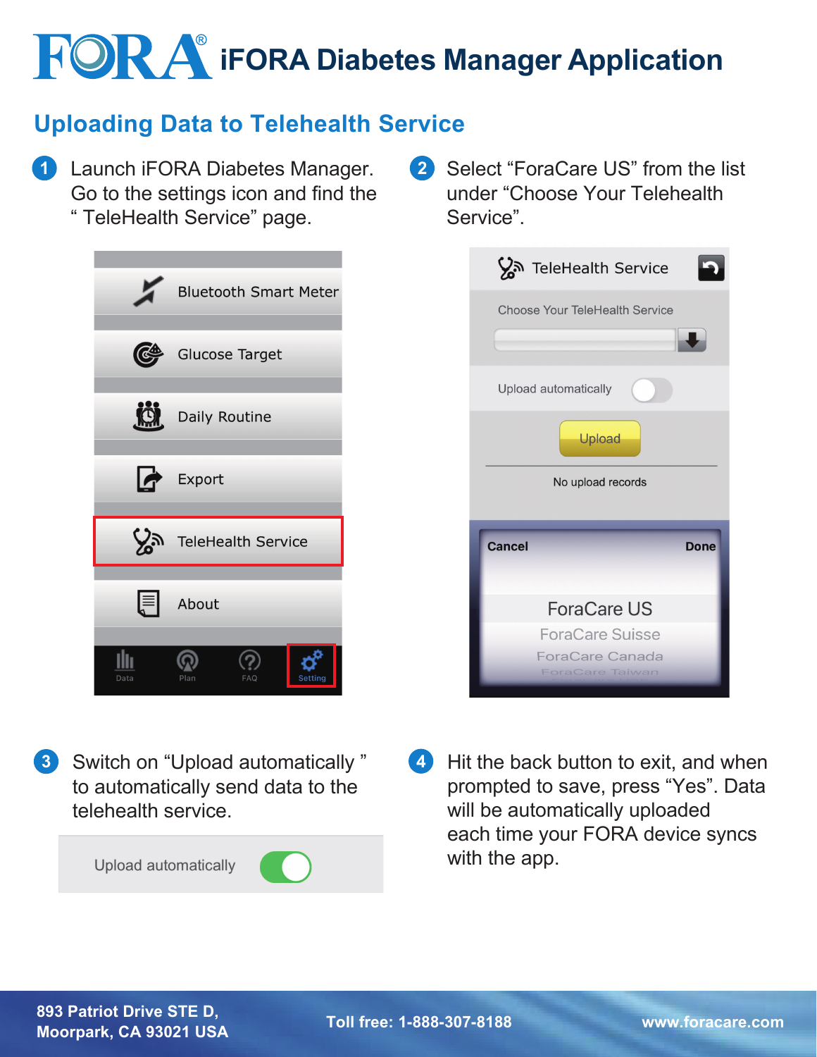# FORA® iFORA Diabetes Manager Application

## Uploading Data to Telehealth Service

1. Launch iFORA Diabetes Manager. Go to the settings icon and find the " TeleHealth Service" page.

Bluetooth Smart Meter
Glucose Target
Daily Routine
Export
TeleHealth Service
About
Data Plan FAQ Setting

2. Select "ForaCare US" from the list under "Choose Your Telehealth Service".

TeleHealth Service
Choose Your TeleHealth Service
Upload automatically
Upload
No upload records
Cancel Done
ForaCare US
ForaCare Suisse
ForaCare Canada
ForaCare Taiwan

3. Switch on "Upload automatically " to automatically send data to the telehealth service.

Upload automatically

4. Hit the back button to exit, and when prompted to save, press "Yes". Data will be automatically uploaded each time your FORA device syncs with the app.

893 Patriot Drive STE D,
Moorpark, CA 93021 USA

Toll free: 1-888-307-8188

www.foracare.com